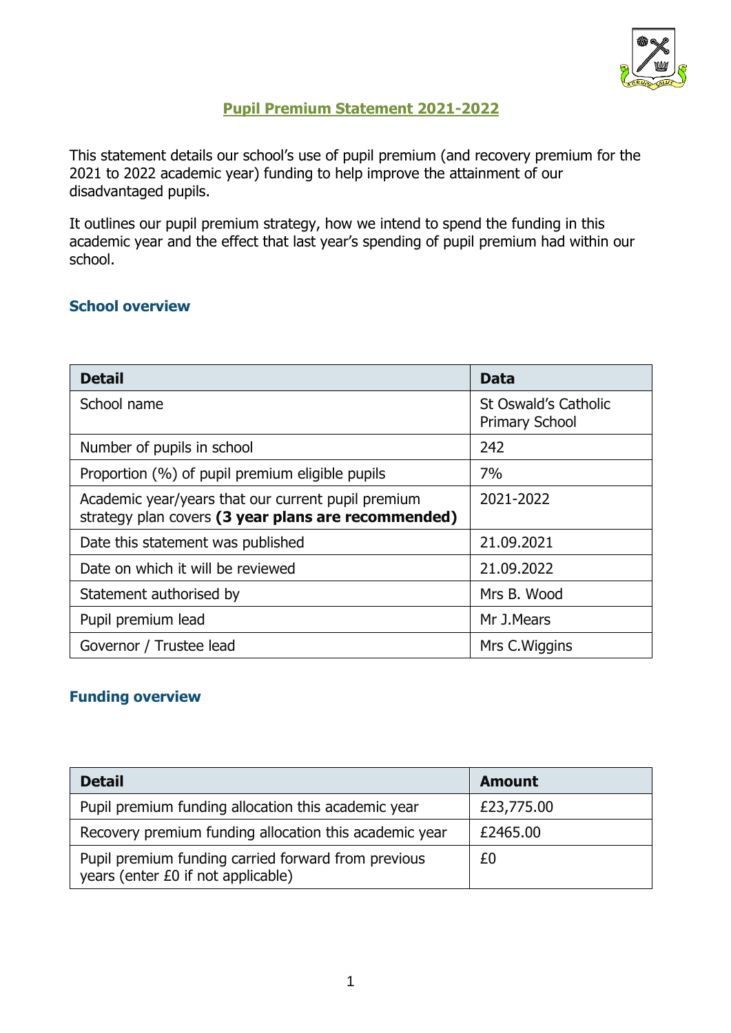# Pupil Premium Statement 2021-2022

This statement details our school's use of pupil premium (and recovery premium for the 2021 to 2022 academic year) funding to help improve the attainment of our disadvantaged pupils.

It outlines our pupil premium strategy, how we intend to spend the funding in this academic year and the effect that last year's spending of pupil premium had within our school.

## School overview

| Detail | Data |
|---|---|
| School name | St Oswald's Catholic Primary School |
| Number of pupils in school | 242 |
| Proportion (%) of pupil premium eligible pupils | 7% |
| Academic year/years that our current pupil premium strategy plan covers **(3 year plans are recommended)** | 2021-2022 |
| Date this statement was published | 21.09.2021 |
| Date on which it will be reviewed | 21.09.2022 |
| Statement authorised by | Mrs B. Wood |
| Pupil premium lead | Mr J.Mears |
| Governor / Trustee lead | Mrs C.Wiggins |

## Funding overview

| Detail | Amount |
|---|---|
| Pupil premium funding allocation this academic year | £23,775.00 |
| Recovery premium funding allocation this academic year | £2465.00 |
| Pupil premium funding carried forward from previous years (enter £0 if not applicable) | £0 |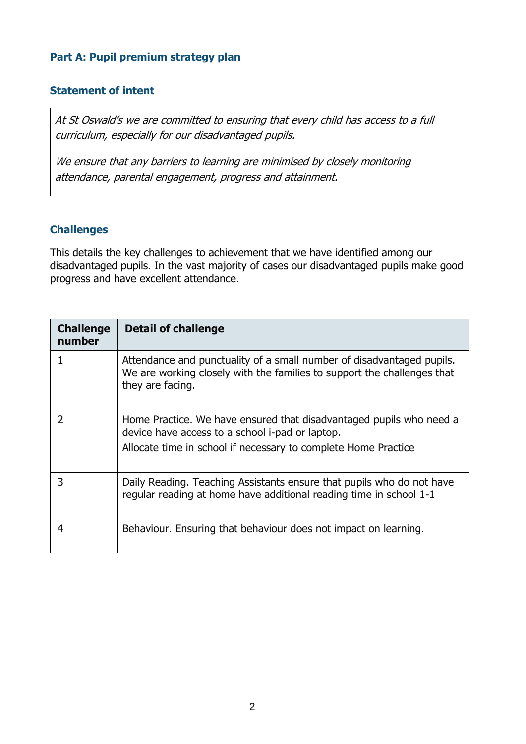## Part A: Pupil premium strategy plan

### Statement of intent

*At St Oswald's we are committed to ensuring that every child has access to a full curriculum, especially for our disadvantaged pupils.*

*We ensure that any barriers to learning are minimised by closely monitoring attendance, parental engagement, progress and attainment.*

### Challenges

This details the key challenges to achievement that we have identified among our disadvantaged pupils. In the vast majority of cases our disadvantaged pupils make good progress and have excellent attendance.

| Challenge number | Detail of challenge |
|---|---|
| 1 | Attendance and punctuality of a small number of disadvantaged pupils. We are working closely with the families to support the challenges that they are facing. |
| 2 | Home Practice. We have ensured that disadvantaged pupils who need a device have access to a school i-pad or laptop.<br>Allocate time in school if necessary to complete Home Practice |
| 3 | Daily Reading. Teaching Assistants ensure that pupils who do not have regular reading at home have additional reading time in school 1-1 |
| 4 | Behaviour. Ensuring that behaviour does not impact on learning. |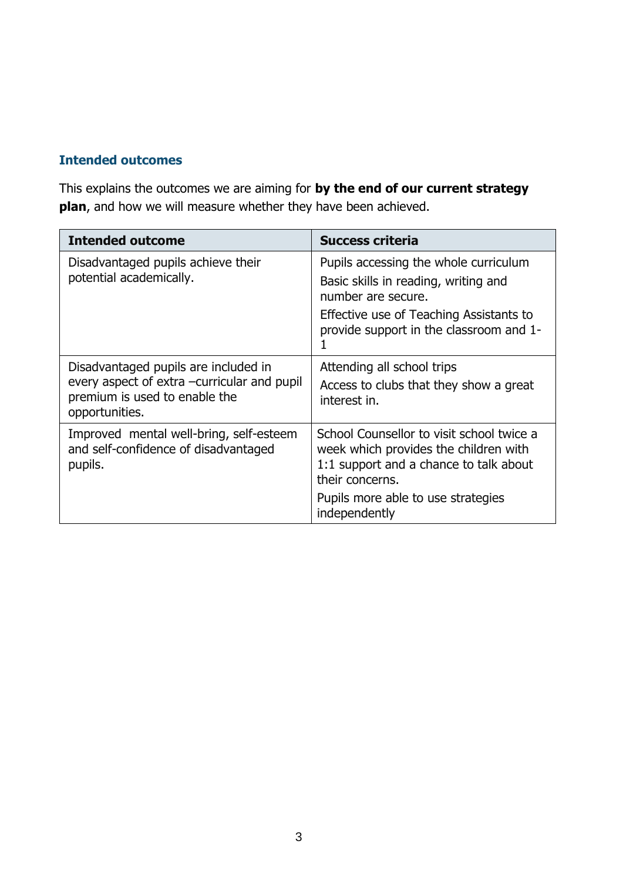## Intended outcomes

This explains the outcomes we are aiming for **by the end of our current strategy plan**, and how we will measure whether they have been achieved.

| Intended outcome | Success criteria |
|---|---|
| Disadvantaged pupils achieve their potential academically. | Pupils accessing the whole curriculum<br>Basic skills in reading, writing and number are secure.<br>Effective use of Teaching Assistants to provide support in the classroom and 1-1 |
| Disadvantaged pupils are included in every aspect of extra –curricular and pupil premium is used to enable the opportunities. | Attending all school trips<br>Access to clubs that they show a great interest in. |
| Improved mental well-bring, self-esteem and self-confidence of disadvantaged pupils. | School Counsellor to visit school twice a week which provides the children with 1:1 support and a chance to talk about their concerns.<br>Pupils more able to use strategies independently |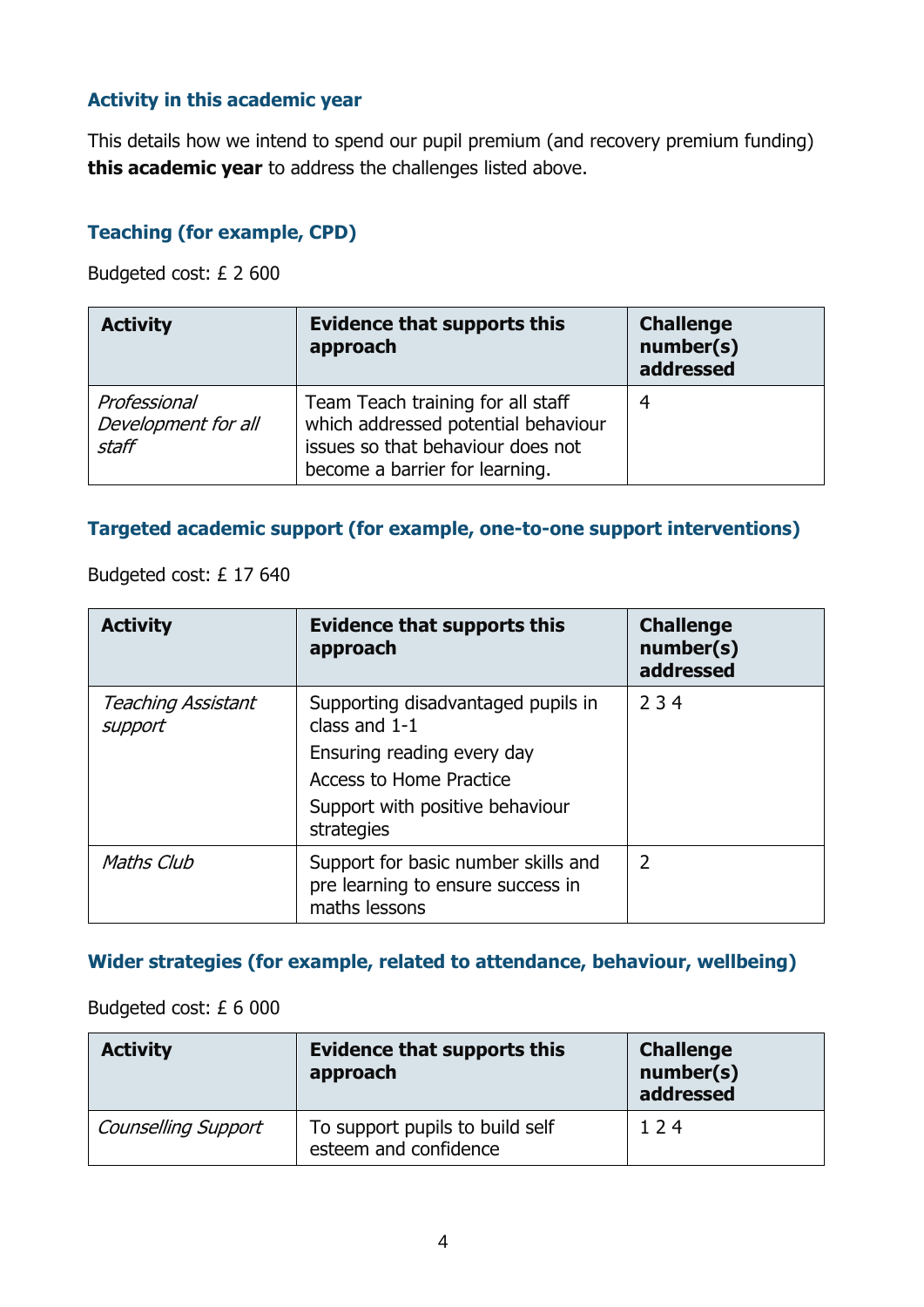## Activity in this academic year

This details how we intend to spend our pupil premium (and recovery premium funding) **this academic year** to address the challenges listed above.

### Teaching (for example, CPD)

Budgeted cost: £ 2 600

| Activity | Evidence that supports this approach | Challenge number(s) addressed |
|---|---|---|
| *Professional Development for all staff* | Team Teach training for all staff which addressed potential behaviour issues so that behaviour does not become a barrier for learning. | 4 |

### Targeted academic support (for example, one-to-one support interventions)

Budgeted cost: £ 17 640

| Activity | Evidence that supports this approach | Challenge number(s) addressed |
|---|---|---|
| *Teaching Assistant support* | Supporting disadvantaged pupils in class and 1-1<br>Ensuring reading every day<br>Access to Home Practice<br>Support with positive behaviour strategies | 2 3 4 |
| *Maths Club* | Support for basic number skills and pre learning to ensure success in maths lessons | 2 |

### Wider strategies (for example, related to attendance, behaviour, wellbeing)

Budgeted cost: £ 6 000

| Activity | Evidence that supports this approach | Challenge number(s) addressed |
|---|---|---|
| *Counselling Support* | To support pupils to build self esteem and confidence | 1 2 4 |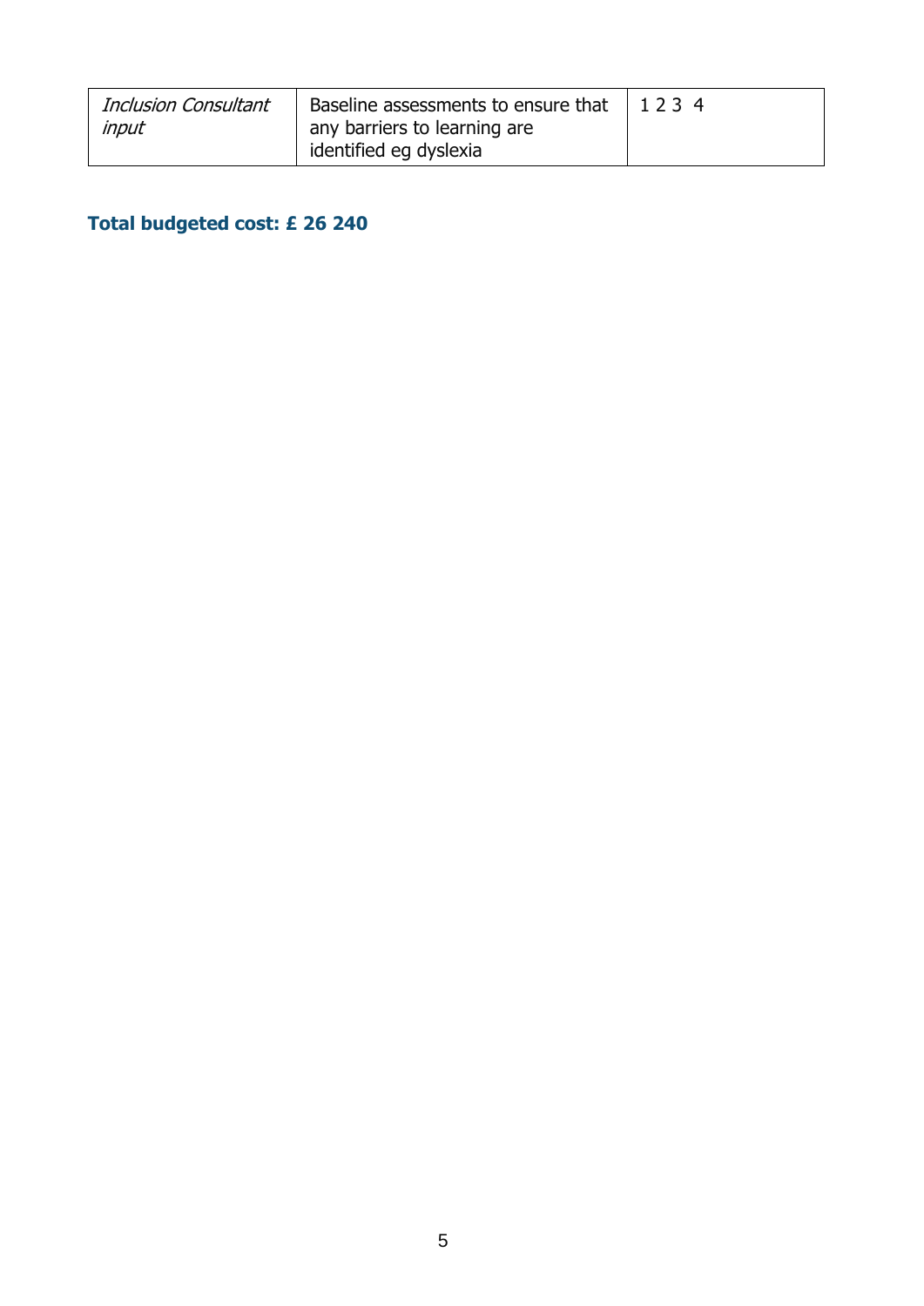| *Inclusion Consultant input* | Baseline assessments to ensure that any barriers to learning are identified eg dyslexia | 1 2 3 4 |
| --- | --- | --- |

**Total budgeted cost: £ 26 240**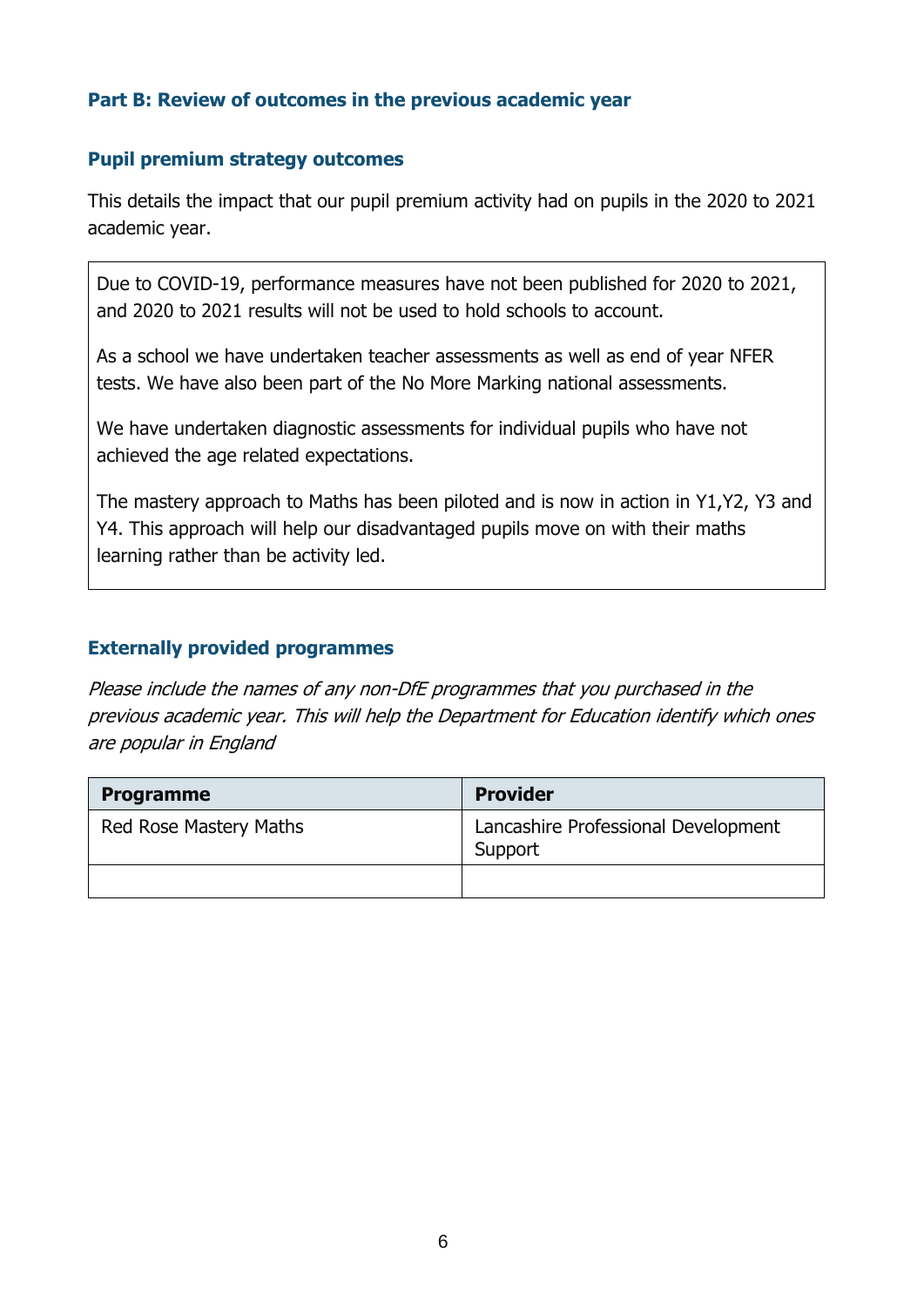## Part B: Review of outcomes in the previous academic year

### Pupil premium strategy outcomes

This details the impact that our pupil premium activity had on pupils in the 2020 to 2021 academic year.

Due to COVID-19, performance measures have not been published for 2020 to 2021, and 2020 to 2021 results will not be used to hold schools to account.

As a school we have undertaken teacher assessments as well as end of year NFER tests. We have also been part of the No More Marking national assessments.

We have undertaken diagnostic assessments for individual pupils who have not achieved the age related expectations.

The mastery approach to Maths has been piloted and is now in action in Y1,Y2, Y3 and Y4. This approach will help our disadvantaged pupils move on with their maths learning rather than be activity led.

### Externally provided programmes

*Please include the names of any non-DfE programmes that you purchased in the previous academic year. This will help the Department for Education identify which ones are popular in England*

| Programme | Provider |
| --- | --- |
| Red Rose Mastery Maths | Lancashire Professional Development Support |
| | |